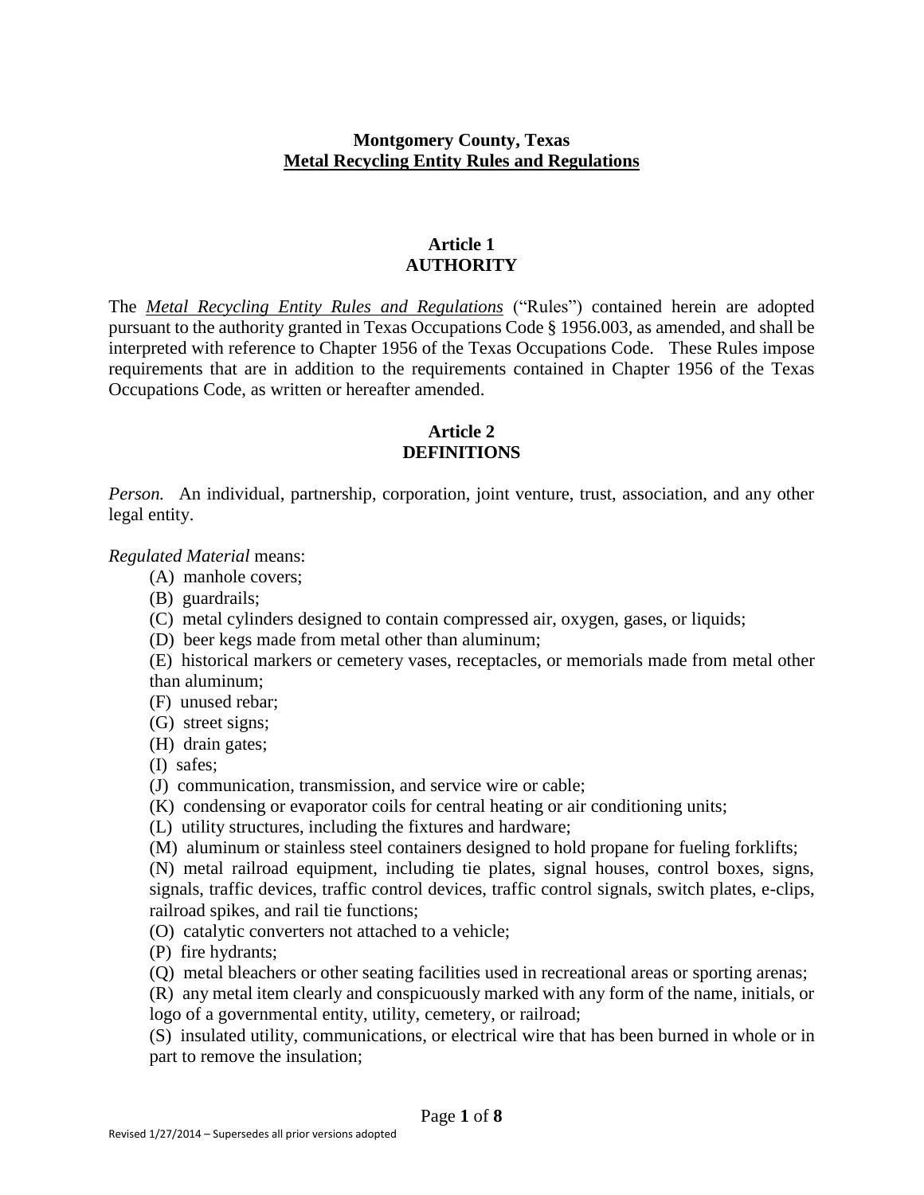# Montgomery County, Texas
## Metal Recycling Entity Rules and Regulations

### Article 1
### AUTHORITY

The ***Metal Recycling Entity Rules and Regulations*** ("Rules") contained herein are adopted pursuant to the authority granted in Texas Occupations Code § 1956.003, as amended, and shall be interpreted with reference to Chapter 1956 of the Texas Occupations Code. These Rules impose requirements that are in addition to the requirements contained in Chapter 1956 of the Texas Occupations Code, as written or hereafter amended.

### Article 2
### DEFINITIONS

*Person.* An individual, partnership, corporation, joint venture, trust, association, and any other legal entity.

*Regulated Material* means:

(A) manhole covers;

(B) guardrails;

(C) metal cylinders designed to contain compressed air, oxygen, gases, or liquids;

(D) beer kegs made from metal other than aluminum;

(E) historical markers or cemetery vases, receptacles, or memorials made from metal other than aluminum;

(F) unused rebar;

(G) street signs;

(H) drain gates;

(I) safes;

(J) communication, transmission, and service wire or cable;

(K) condensing or evaporator coils for central heating or air conditioning units;

(L) utility structures, including the fixtures and hardware;

(M) aluminum or stainless steel containers designed to hold propane for fueling forklifts;

(N) metal railroad equipment, including tie plates, signal houses, control boxes, signs, signals, traffic devices, traffic control devices, traffic control signals, switch plates, e-clips, railroad spikes, and rail tie functions;

(O) catalytic converters not attached to a vehicle;

(P) fire hydrants;

(Q) metal bleachers or other seating facilities used in recreational areas or sporting arenas;

(R) any metal item clearly and conspicuously marked with any form of the name, initials, or logo of a governmental entity, utility, cemetery, or railroad;

(S) insulated utility, communications, or electrical wire that has been burned in whole or in part to remove the insulation;

Revised 1/27/2014 – Supersedes all prior versions adopted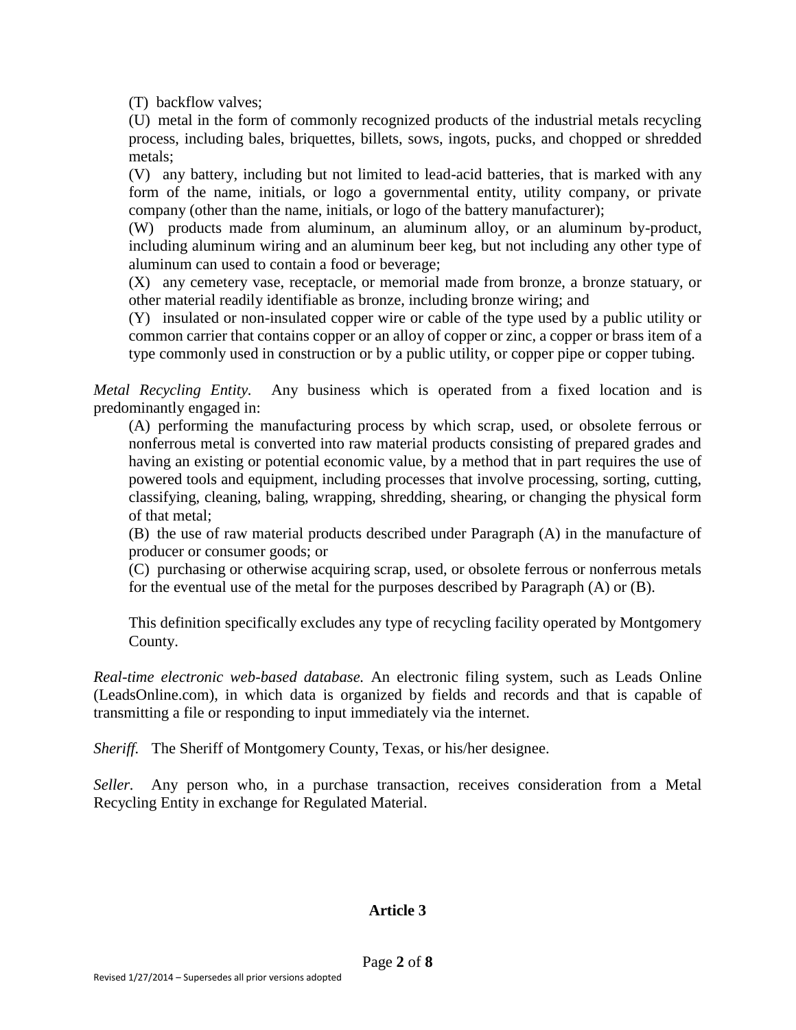(T) backflow valves;

(U) metal in the form of commonly recognized products of the industrial metals recycling process, including bales, briquettes, billets, sows, ingots, pucks, and chopped or shredded metals;

(V) any battery, including but not limited to lead-acid batteries, that is marked with any form of the name, initials, or logo a governmental entity, utility company, or private company (other than the name, initials, or logo of the battery manufacturer);

(W) products made from aluminum, an aluminum alloy, or an aluminum by-product, including aluminum wiring and an aluminum beer keg, but not including any other type of aluminum can used to contain a food or beverage;

(X) any cemetery vase, receptacle, or memorial made from bronze, a bronze statuary, or other material readily identifiable as bronze, including bronze wiring; and

(Y) insulated or non-insulated copper wire or cable of the type used by a public utility or common carrier that contains copper or an alloy of copper or zinc, a copper or brass item of a type commonly used in construction or by a public utility, or copper pipe or copper tubing.

*Metal Recycling Entity.* Any business which is operated from a fixed location and is predominantly engaged in:

(A) performing the manufacturing process by which scrap, used, or obsolete ferrous or nonferrous metal is converted into raw material products consisting of prepared grades and having an existing or potential economic value, by a method that in part requires the use of powered tools and equipment, including processes that involve processing, sorting, cutting, classifying, cleaning, baling, wrapping, shredding, shearing, or changing the physical form of that metal;

(B) the use of raw material products described under Paragraph (A) in the manufacture of producer or consumer goods; or

(C) purchasing or otherwise acquiring scrap, used, or obsolete ferrous or nonferrous metals for the eventual use of the metal for the purposes described by Paragraph (A) or (B).

This definition specifically excludes any type of recycling facility operated by Montgomery County.

*Real-time electronic web-based database.* An electronic filing system, such as Leads Online (LeadsOnline.com), in which data is organized by fields and records and that is capable of transmitting a file or responding to input immediately via the internet.

*Sheriff.* The Sheriff of Montgomery County, Texas, or his/her designee.

*Seller.* Any person who, in a purchase transaction, receives consideration from a Metal Recycling Entity in exchange for Regulated Material.

## Article 3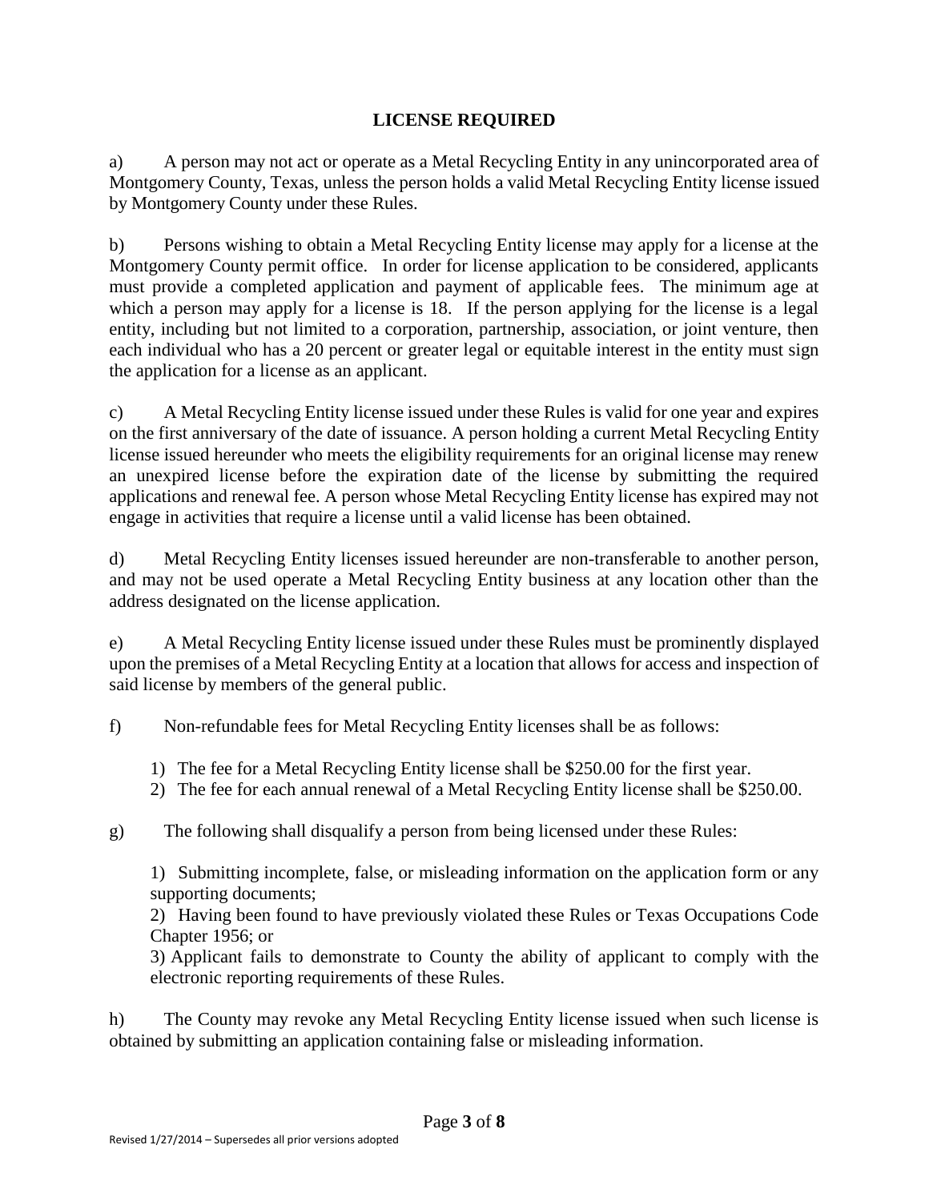## LICENSE REQUIRED

a) A person may not act or operate as a Metal Recycling Entity in any unincorporated area of Montgomery County, Texas, unless the person holds a valid Metal Recycling Entity license issued by Montgomery County under these Rules.

b) Persons wishing to obtain a Metal Recycling Entity license may apply for a license at the Montgomery County permit office. In order for license application to be considered, applicants must provide a completed application and payment of applicable fees. The minimum age at which a person may apply for a license is 18. If the person applying for the license is a legal entity, including but not limited to a corporation, partnership, association, or joint venture, then each individual who has a 20 percent or greater legal or equitable interest in the entity must sign the application for a license as an applicant.

c) A Metal Recycling Entity license issued under these Rules is valid for one year and expires on the first anniversary of the date of issuance. A person holding a current Metal Recycling Entity license issued hereunder who meets the eligibility requirements for an original license may renew an unexpired license before the expiration date of the license by submitting the required applications and renewal fee. A person whose Metal Recycling Entity license has expired may not engage in activities that require a license until a valid license has been obtained.

d) Metal Recycling Entity licenses issued hereunder are non-transferable to another person, and may not be used operate a Metal Recycling Entity business at any location other than the address designated on the license application.

e) A Metal Recycling Entity license issued under these Rules must be prominently displayed upon the premises of a Metal Recycling Entity at a location that allows for access and inspection of said license by members of the general public.

f) Non-refundable fees for Metal Recycling Entity licenses shall be as follows:

1) The fee for a Metal Recycling Entity license shall be $250.00 for the first year.
2) The fee for each annual renewal of a Metal Recycling Entity license shall be $250.00.

g) The following shall disqualify a person from being licensed under these Rules:

1) Submitting incomplete, false, or misleading information on the application form or any supporting documents;
2) Having been found to have previously violated these Rules or Texas Occupations Code Chapter 1956; or
3) Applicant fails to demonstrate to County the ability of applicant to comply with the electronic reporting requirements of these Rules.

h) The County may revoke any Metal Recycling Entity license issued when such license is obtained by submitting an application containing false or misleading information.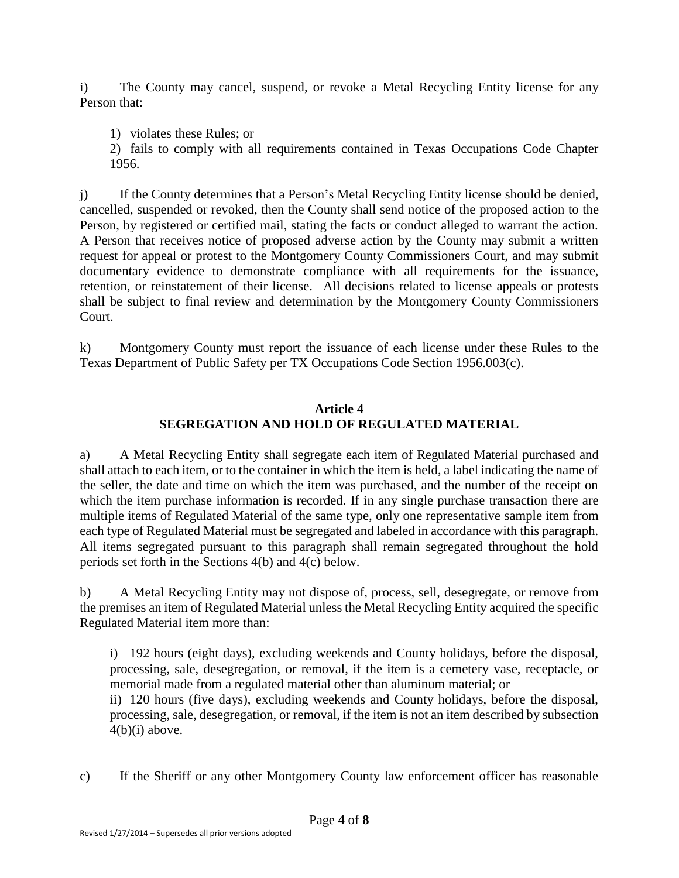i) The County may cancel, suspend, or revoke a Metal Recycling Entity license for any Person that:

1) violates these Rules; or

2) fails to comply with all requirements contained in Texas Occupations Code Chapter 1956.

j) If the County determines that a Person's Metal Recycling Entity license should be denied, cancelled, suspended or revoked, then the County shall send notice of the proposed action to the Person, by registered or certified mail, stating the facts or conduct alleged to warrant the action. A Person that receives notice of proposed adverse action by the County may submit a written request for appeal or protest to the Montgomery County Commissioners Court, and may submit documentary evidence to demonstrate compliance with all requirements for the issuance, retention, or reinstatement of their license. All decisions related to license appeals or protests shall be subject to final review and determination by the Montgomery County Commissioners Court.

k) Montgomery County must report the issuance of each license under these Rules to the Texas Department of Public Safety per TX Occupations Code Section 1956.003(c).

## Article 4
## SEGREGATION AND HOLD OF REGULATED MATERIAL

a) A Metal Recycling Entity shall segregate each item of Regulated Material purchased and shall attach to each item, or to the container in which the item is held, a label indicating the name of the seller, the date and time on which the item was purchased, and the number of the receipt on which the item purchase information is recorded. If in any single purchase transaction there are multiple items of Regulated Material of the same type, only one representative sample item from each type of Regulated Material must be segregated and labeled in accordance with this paragraph. All items segregated pursuant to this paragraph shall remain segregated throughout the hold periods set forth in the Sections 4(b) and 4(c) below.

b) A Metal Recycling Entity may not dispose of, process, sell, desegregate, or remove from the premises an item of Regulated Material unless the Metal Recycling Entity acquired the specific Regulated Material item more than:

i) 192 hours (eight days), excluding weekends and County holidays, before the disposal, processing, sale, desegregation, or removal, if the item is a cemetery vase, receptacle, or memorial made from a regulated material other than aluminum material; or

ii) 120 hours (five days), excluding weekends and County holidays, before the disposal, processing, sale, desegregation, or removal, if the item is not an item described by subsection 4(b)(i) above.

c) If the Sheriff or any other Montgomery County law enforcement officer has reasonable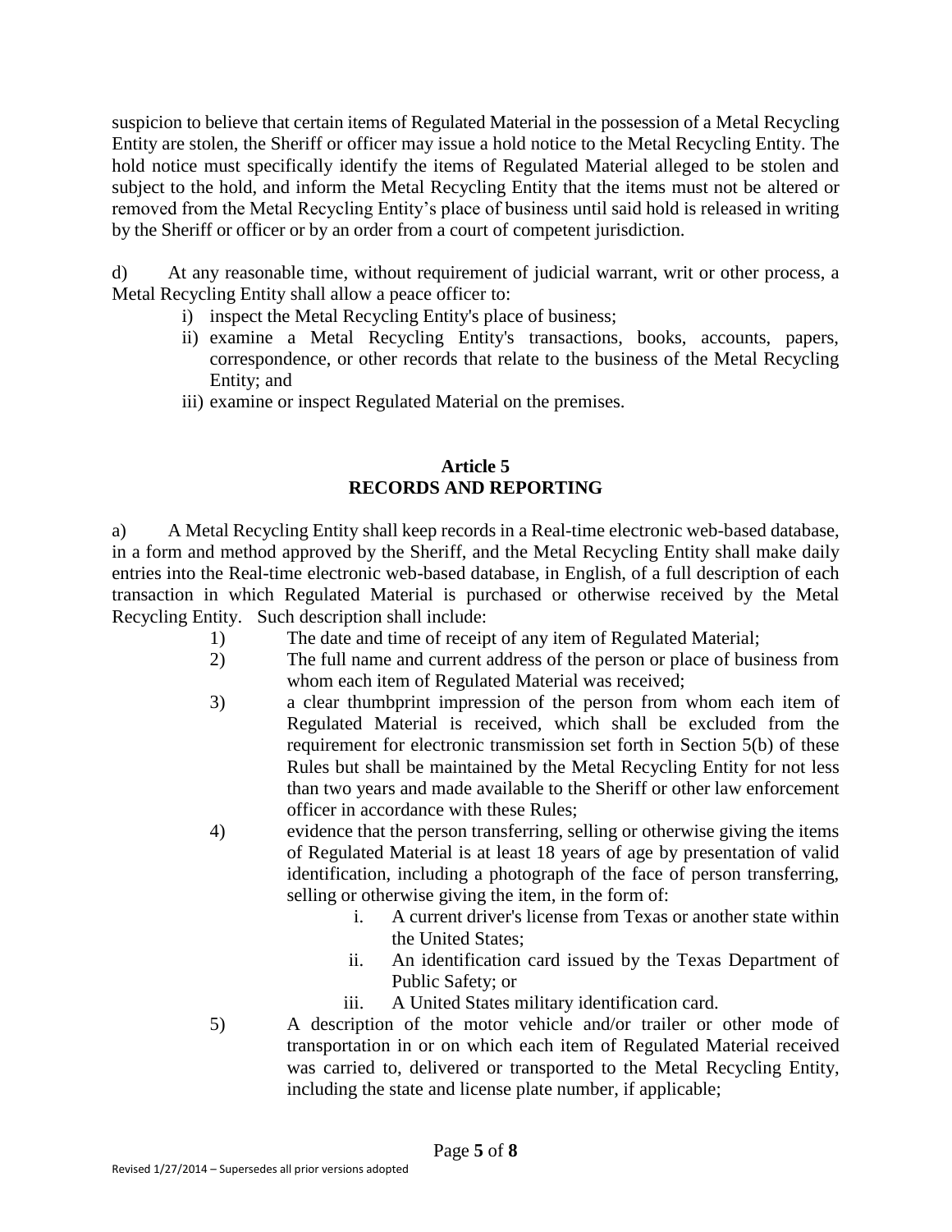suspicion to believe that certain items of Regulated Material in the possession of a Metal Recycling Entity are stolen, the Sheriff or officer may issue a hold notice to the Metal Recycling Entity. The hold notice must specifically identify the items of Regulated Material alleged to be stolen and subject to the hold, and inform the Metal Recycling Entity that the items must not be altered or removed from the Metal Recycling Entity's place of business until said hold is released in writing by the Sheriff or officer or by an order from a court of competent jurisdiction.

d) At any reasonable time, without requirement of judicial warrant, writ or other process, a Metal Recycling Entity shall allow a peace officer to:

- i) inspect the Metal Recycling Entity's place of business;
- ii) examine a Metal Recycling Entity's transactions, books, accounts, papers, correspondence, or other records that relate to the business of the Metal Recycling Entity; and
- iii) examine or inspect Regulated Material on the premises.

## Article 5
## RECORDS AND REPORTING

a) A Metal Recycling Entity shall keep records in a Real-time electronic web-based database, in a form and method approved by the Sheriff, and the Metal Recycling Entity shall make daily entries into the Real-time electronic web-based database, in English, of a full description of each transaction in which Regulated Material is purchased or otherwise received by the Metal Recycling Entity. Such description shall include:

1) The date and time of receipt of any item of Regulated Material;

2) The full name and current address of the person or place of business from whom each item of Regulated Material was received;

3) a clear thumbprint impression of the person from whom each item of Regulated Material is received, which shall be excluded from the requirement for electronic transmission set forth in Section 5(b) of these Rules but shall be maintained by the Metal Recycling Entity for not less than two years and made available to the Sheriff or other law enforcement officer in accordance with these Rules;

4) evidence that the person transferring, selling or otherwise giving the items of Regulated Material is at least 18 years of age by presentation of valid identification, including a photograph of the face of person transferring, selling or otherwise giving the item, in the form of:

   - i. A current driver's license from Texas or another state within the United States;
   - ii. An identification card issued by the Texas Department of Public Safety; or
   - iii. A United States military identification card.

5) A description of the motor vehicle and/or trailer or other mode of transportation in or on which each item of Regulated Material received was carried to, delivered or transported to the Metal Recycling Entity, including the state and license plate number, if applicable;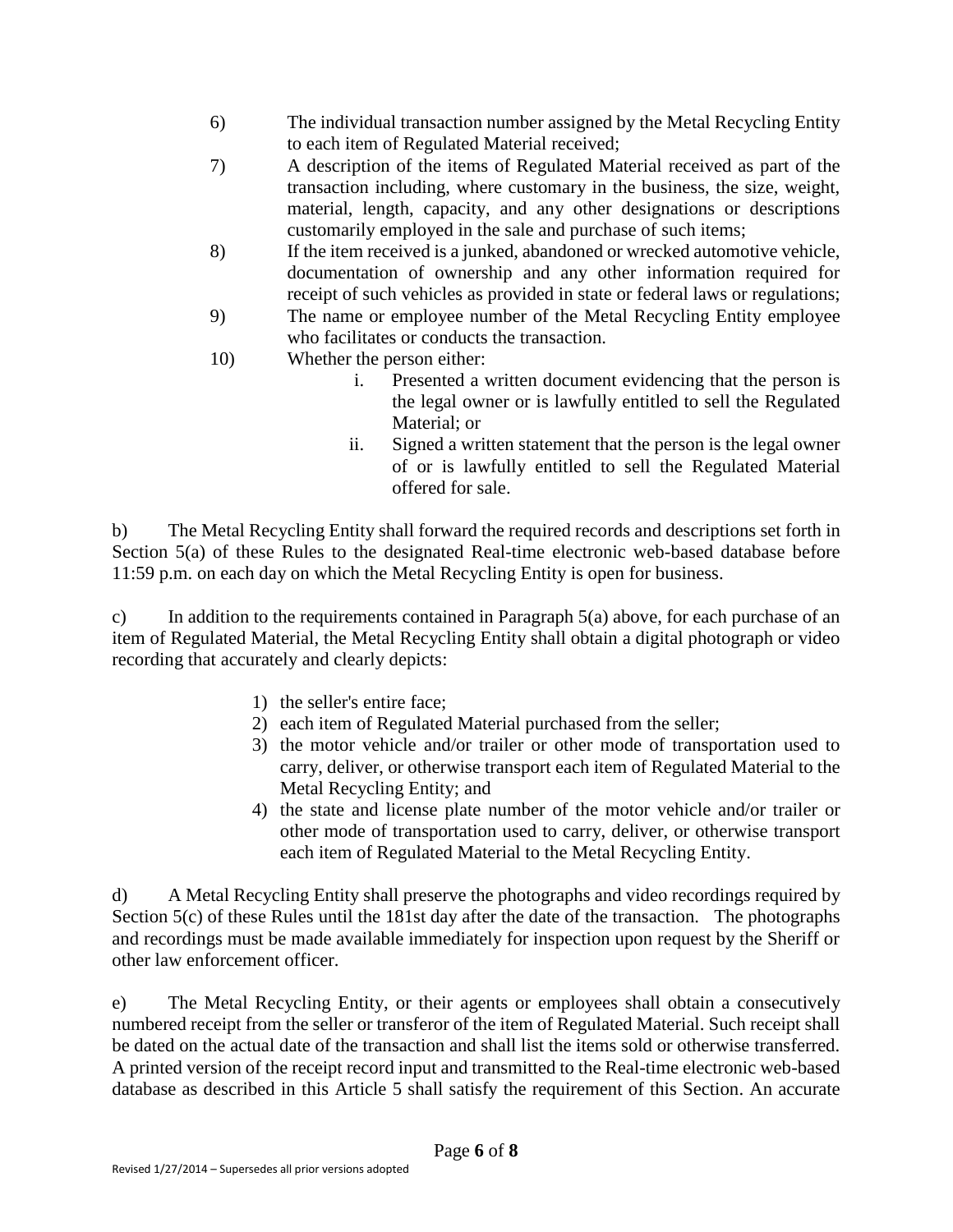6) The individual transaction number assigned by the Metal Recycling Entity to each item of Regulated Material received;

7) A description of the items of Regulated Material received as part of the transaction including, where customary in the business, the size, weight, material, length, capacity, and any other designations or descriptions customarily employed in the sale and purchase of such items;

8) If the item received is a junked, abandoned or wrecked automotive vehicle, documentation of ownership and any other information required for receipt of such vehicles as provided in state or federal laws or regulations;

9) The name or employee number of the Metal Recycling Entity employee who facilitates or conducts the transaction.

10) Whether the person either:

    i. Presented a written document evidencing that the person is the legal owner or is lawfully entitled to sell the Regulated Material; or

    ii. Signed a written statement that the person is the legal owner of or is lawfully entitled to sell the Regulated Material offered for sale.

b) The Metal Recycling Entity shall forward the required records and descriptions set forth in Section 5(a) of these Rules to the designated Real-time electronic web-based database before 11:59 p.m. on each day on which the Metal Recycling Entity is open for business.

c) In addition to the requirements contained in Paragraph 5(a) above, for each purchase of an item of Regulated Material, the Metal Recycling Entity shall obtain a digital photograph or video recording that accurately and clearly depicts:

1) the seller's entire face;
2) each item of Regulated Material purchased from the seller;
3) the motor vehicle and/or trailer or other mode of transportation used to carry, deliver, or otherwise transport each item of Regulated Material to the Metal Recycling Entity; and
4) the state and license plate number of the motor vehicle and/or trailer or other mode of transportation used to carry, deliver, or otherwise transport each item of Regulated Material to the Metal Recycling Entity.

d) A Metal Recycling Entity shall preserve the photographs and video recordings required by Section 5(c) of these Rules until the 181st day after the date of the transaction. The photographs and recordings must be made available immediately for inspection upon request by the Sheriff or other law enforcement officer.

e) The Metal Recycling Entity, or their agents or employees shall obtain a consecutively numbered receipt from the seller or transferor of the item of Regulated Material. Such receipt shall be dated on the actual date of the transaction and shall list the items sold or otherwise transferred. A printed version of the receipt record input and transmitted to the Real-time electronic web-based database as described in this Article 5 shall satisfy the requirement of this Section. An accurate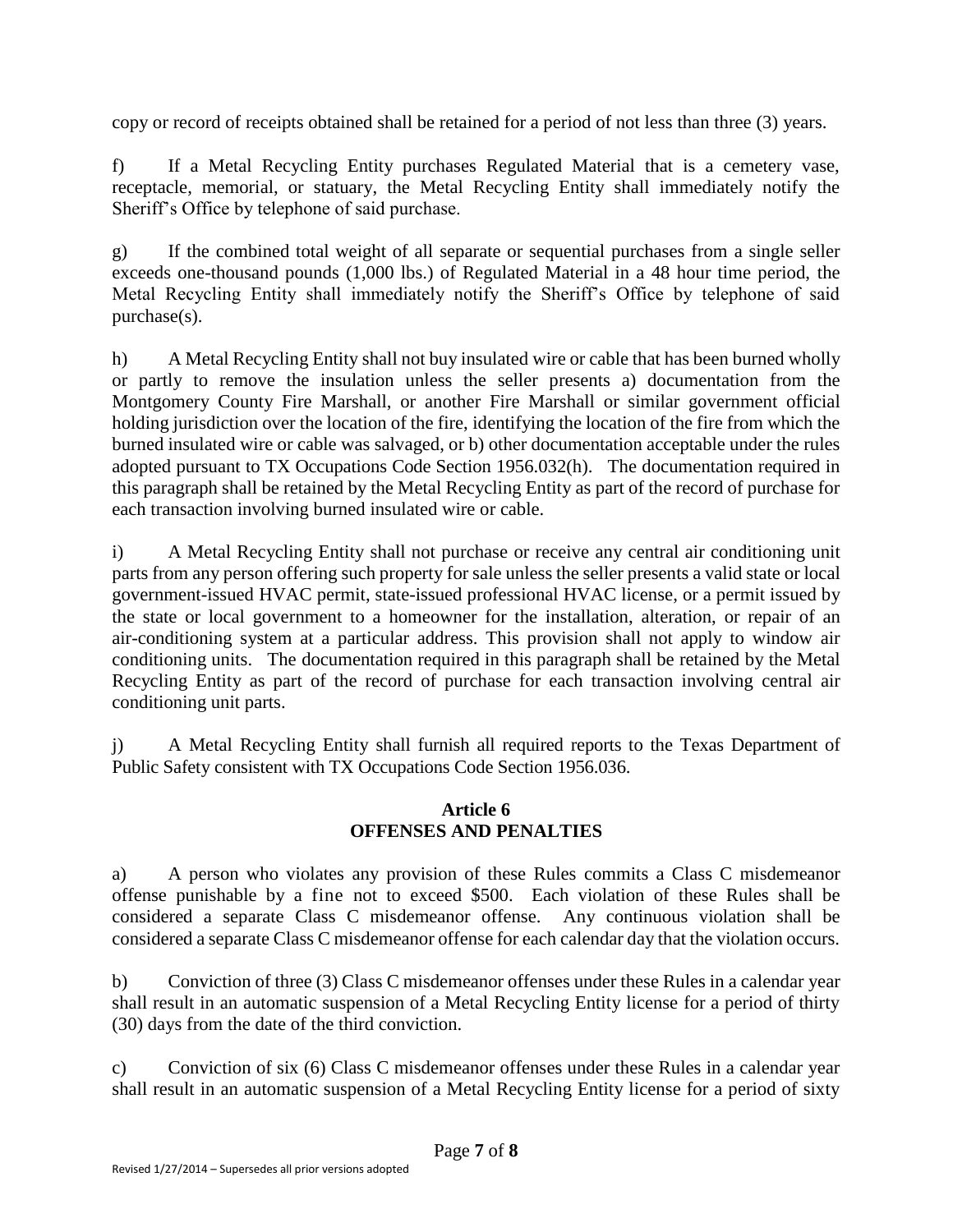copy or record of receipts obtained shall be retained for a period of not less than three (3) years.

f) If a Metal Recycling Entity purchases Regulated Material that is a cemetery vase, receptacle, memorial, or statuary, the Metal Recycling Entity shall immediately notify the Sheriff's Office by telephone of said purchase.

g) If the combined total weight of all separate or sequential purchases from a single seller exceeds one-thousand pounds (1,000 lbs.) of Regulated Material in a 48 hour time period, the Metal Recycling Entity shall immediately notify the Sheriff's Office by telephone of said purchase(s).

h) A Metal Recycling Entity shall not buy insulated wire or cable that has been burned wholly or partly to remove the insulation unless the seller presents a) documentation from the Montgomery County Fire Marshall, or another Fire Marshall or similar government official holding jurisdiction over the location of the fire, identifying the location of the fire from which the burned insulated wire or cable was salvaged, or b) other documentation acceptable under the rules adopted pursuant to TX Occupations Code Section 1956.032(h). The documentation required in this paragraph shall be retained by the Metal Recycling Entity as part of the record of purchase for each transaction involving burned insulated wire or cable.

i) A Metal Recycling Entity shall not purchase or receive any central air conditioning unit parts from any person offering such property for sale unless the seller presents a valid state or local government-issued HVAC permit, state-issued professional HVAC license, or a permit issued by the state or local government to a homeowner for the installation, alteration, or repair of an air-conditioning system at a particular address. This provision shall not apply to window air conditioning units. The documentation required in this paragraph shall be retained by the Metal Recycling Entity as part of the record of purchase for each transaction involving central air conditioning unit parts.

j) A Metal Recycling Entity shall furnish all required reports to the Texas Department of Public Safety consistent with TX Occupations Code Section 1956.036.

## Article 6
## OFFENSES AND PENALTIES

a) A person who violates any provision of these Rules commits a Class C misdemeanor offense punishable by a fine not to exceed $500. Each violation of these Rules shall be considered a separate Class C misdemeanor offense. Any continuous violation shall be considered a separate Class C misdemeanor offense for each calendar day that the violation occurs.

b) Conviction of three (3) Class C misdemeanor offenses under these Rules in a calendar year shall result in an automatic suspension of a Metal Recycling Entity license for a period of thirty (30) days from the date of the third conviction.

c) Conviction of six (6) Class C misdemeanor offenses under these Rules in a calendar year shall result in an automatic suspension of a Metal Recycling Entity license for a period of sixty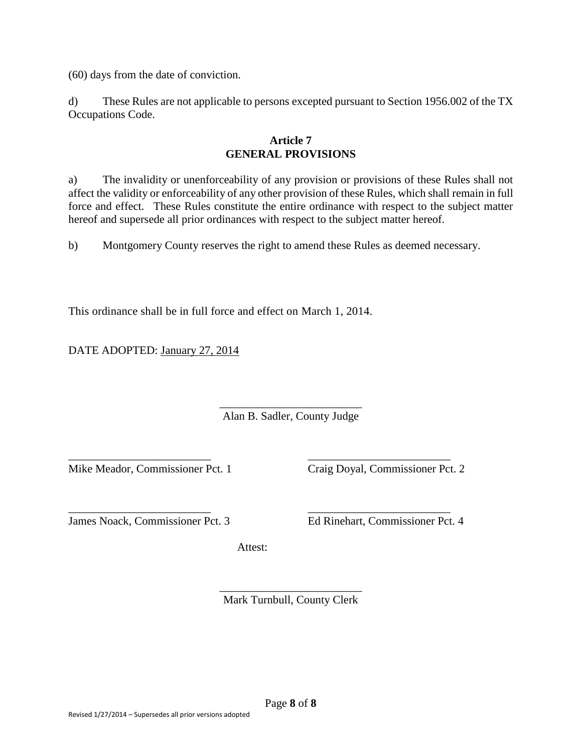(60) days from the date of conviction.

d) These Rules are not applicable to persons excepted pursuant to Section 1956.002 of the TX Occupations Code.

## Article 7
## GENERAL PROVISIONS

a) The invalidity or unenforceability of any provision or provisions of these Rules shall not affect the validity or enforceability of any other provision of these Rules, which shall remain in full force and effect. These Rules constitute the entire ordinance with respect to the subject matter hereof and supersede all prior ordinances with respect to the subject matter hereof.

b) Montgomery County reserves the right to amend these Rules as deemed necessary.

This ordinance shall be in full force and effect on March 1, 2014.

DATE ADOPTED: January 27, 2014

_________________________
Alan B. Sadler, County Judge

_________________________
Mike Meador, Commissioner Pct. 1

_________________________
Craig Doyal, Commissioner Pct. 2

_________________________
James Noack, Commissioner Pct. 3

_________________________
Ed Rinehart, Commissioner Pct. 4

Attest:

_________________________
Mark Turnbull, County Clerk

Revised 1/27/2014 – Supersedes all prior versions adopted